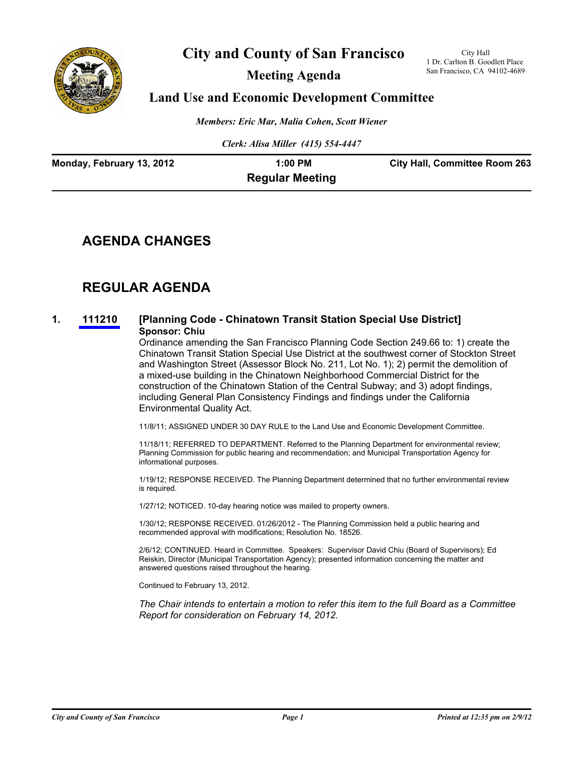# City and County of San Francisco

## Meeting Agenda

City Hall
1 Dr. Carlton B. Goodlett Place
San Francisco, CA 94102-4689

## Land Use and Economic Development Committee

*Members: Eric Mar, Malia Cohen, Scott Wiener*

*Clerk: Alisa Miller (415) 554-4447*

**Monday, February 13, 2012** | **1:00 PM** | **City Hall, Committee Room 263**

**Regular Meeting**

## AGENDA CHANGES

## REGULAR AGENDA

**1. 111210 [Planning Code - Chinatown Transit Station Special Use District]**
**Sponsor: Chiu**

Ordinance amending the San Francisco Planning Code Section 249.66 to: 1) create the Chinatown Transit Station Special Use District at the southwest corner of Stockton Street and Washington Street (Assessor Block No. 211, Lot No. 1); 2) permit the demolition of a mixed-use building in the Chinatown Neighborhood Commercial District for the construction of the Chinatown Station of the Central Subway; and 3) adopt findings, including General Plan Consistency Findings and findings under the California Environmental Quality Act.

11/8/11; ASSIGNED UNDER 30 DAY RULE to the Land Use and Economic Development Committee.

11/18/11; REFERRED TO DEPARTMENT. Referred to the Planning Department for environmental review; Planning Commission for public hearing and recommendation; and Municipal Transportation Agency for informational purposes.

1/19/12; RESPONSE RECEIVED. The Planning Department determined that no further environmental review is required.

1/27/12; NOTICED. 10-day hearing notice was mailed to property owners.

1/30/12; RESPONSE RECEIVED. 01/26/2012 - The Planning Commission held a public hearing and recommended approval with modifications; Resolution No. 18526.

2/6/12; CONTINUED. Heard in Committee. Speakers: Supervisor David Chiu (Board of Supervisors); Ed Reiskin, Director (Municipal Transportation Agency); presented information concerning the matter and answered questions raised throughout the hearing.

Continued to February 13, 2012.

*The Chair intends to entertain a motion to refer this item to the full Board as a Committee Report for consideration on February 14, 2012.*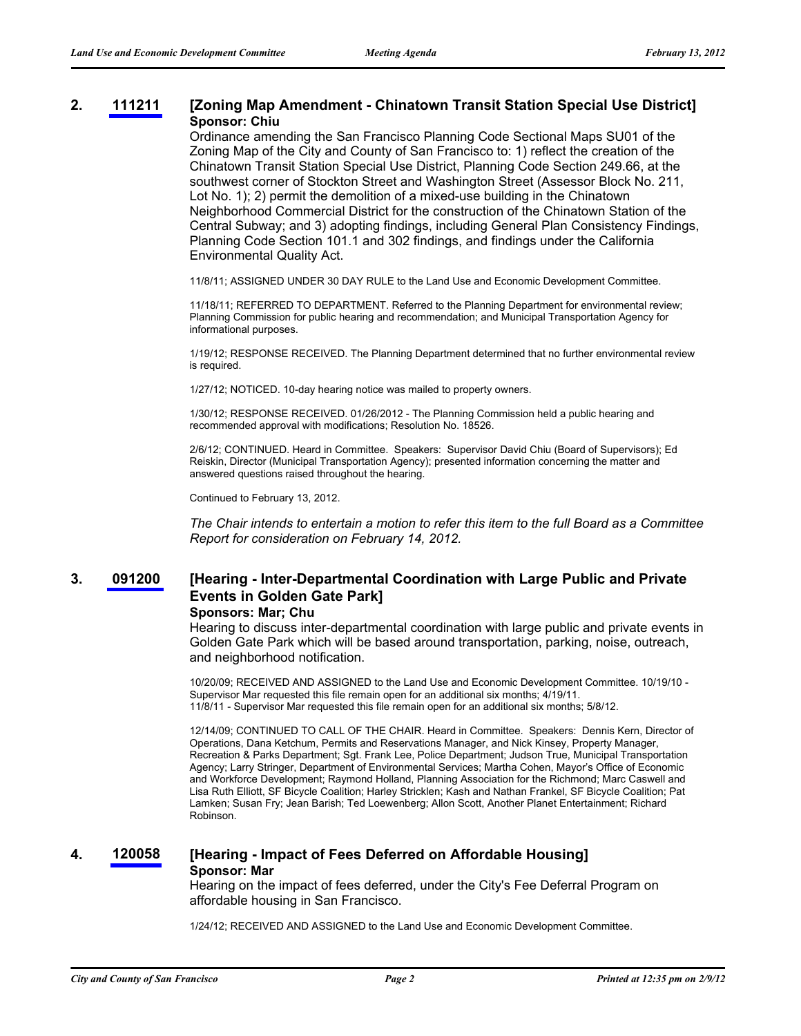## 2. 111211 [Zoning Map Amendment - Chinatown Transit Station Special Use District]

**Sponsor: Chiu**

Ordinance amending the San Francisco Planning Code Sectional Maps SU01 of the Zoning Map of the City and County of San Francisco to: 1) reflect the creation of the Chinatown Transit Station Special Use District, Planning Code Section 249.66, at the southwest corner of Stockton Street and Washington Street (Assessor Block No. 211, Lot No. 1); 2) permit the demolition of a mixed-use building in the Chinatown Neighborhood Commercial District for the construction of the Chinatown Station of the Central Subway; and 3) adopting findings, including General Plan Consistency Findings, Planning Code Section 101.1 and 302 findings, and findings under the California Environmental Quality Act.

11/8/11; ASSIGNED UNDER 30 DAY RULE to the Land Use and Economic Development Committee.

11/18/11; REFERRED TO DEPARTMENT. Referred to the Planning Department for environmental review; Planning Commission for public hearing and recommendation; and Municipal Transportation Agency for informational purposes.

1/19/12; RESPONSE RECEIVED. The Planning Department determined that no further environmental review is required.

1/27/12; NOTICED. 10-day hearing notice was mailed to property owners.

1/30/12; RESPONSE RECEIVED. 01/26/2012 - The Planning Commission held a public hearing and recommended approval with modifications; Resolution No. 18526.

2/6/12; CONTINUED. Heard in Committee. Speakers: Supervisor David Chiu (Board of Supervisors); Ed Reiskin, Director (Municipal Transportation Agency); presented information concerning the matter and answered questions raised throughout the hearing.

Continued to February 13, 2012.

*The Chair intends to entertain a motion to refer this item to the full Board as a Committee Report for consideration on February 14, 2012.*

## 3. 091200 [Hearing - Inter-Departmental Coordination with Large Public and Private Events in Golden Gate Park]

**Sponsors: Mar; Chu**

Hearing to discuss inter-departmental coordination with large public and private events in Golden Gate Park which will be based around transportation, parking, noise, outreach, and neighborhood notification.

10/20/09; RECEIVED AND ASSIGNED to the Land Use and Economic Development Committee. 10/19/10 - Supervisor Mar requested this file remain open for an additional six months; 4/19/11. 11/8/11 - Supervisor Mar requested this file remain open for an additional six months; 5/8/12.

12/14/09; CONTINUED TO CALL OF THE CHAIR. Heard in Committee. Speakers: Dennis Kern, Director of Operations, Dana Ketchum, Permits and Reservations Manager, and Nick Kinsey, Property Manager, Recreation & Parks Department; Sgt. Frank Lee, Police Department; Judson True, Municipal Transportation Agency; Larry Stringer, Department of Environmental Services; Martha Cohen, Mayor's Office of Economic and Workforce Development; Raymond Holland, Planning Association for the Richmond; Marc Caswell and Lisa Ruth Elliott, SF Bicycle Coalition; Harley Stricklen; Kash and Nathan Frankel, SF Bicycle Coalition; Pat Lamken; Susan Fry; Jean Barish; Ted Loewenberg; Allon Scott, Another Planet Entertainment; Richard Robinson.

## 4. 120058 [Hearing - Impact of Fees Deferred on Affordable Housing]

**Sponsor: Mar**

Hearing on the impact of fees deferred, under the City's Fee Deferral Program on affordable housing in San Francisco.

1/24/12; RECEIVED AND ASSIGNED to the Land Use and Economic Development Committee.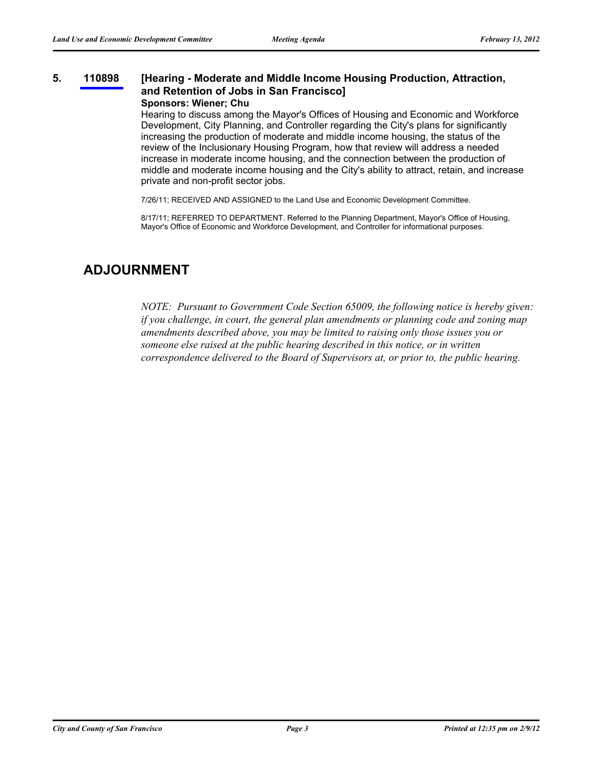### 5. 110898 [Hearing - Moderate and Middle Income Housing Production, Attraction, and Retention of Jobs in San Francisco]

**Sponsors: Wiener; Chu**

Hearing to discuss among the Mayor's Offices of Housing and Economic and Workforce Development, City Planning, and Controller regarding the City's plans for significantly increasing the production of moderate and middle income housing, the status of the review of the Inclusionary Housing Program, how that review will address a needed increase in moderate income housing, and the connection between the production of middle and moderate income housing and the City's ability to attract, retain, and increase private and non-profit sector jobs.

7/26/11; RECEIVED AND ASSIGNED to the Land Use and Economic Development Committee.

8/17/11; REFERRED TO DEPARTMENT. Referred to the Planning Department, Mayor's Office of Housing, Mayor's Office of Economic and Workforce Development, and Controller for informational purposes.

## ADJOURNMENT

*NOTE: Pursuant to Government Code Section 65009, the following notice is hereby given: if you challenge, in court, the general plan amendments or planning code and zoning map amendments described above, you may be limited to raising only those issues you or someone else raised at the public hearing described in this notice, or in written correspondence delivered to the Board of Supervisors at, or prior to, the public hearing.*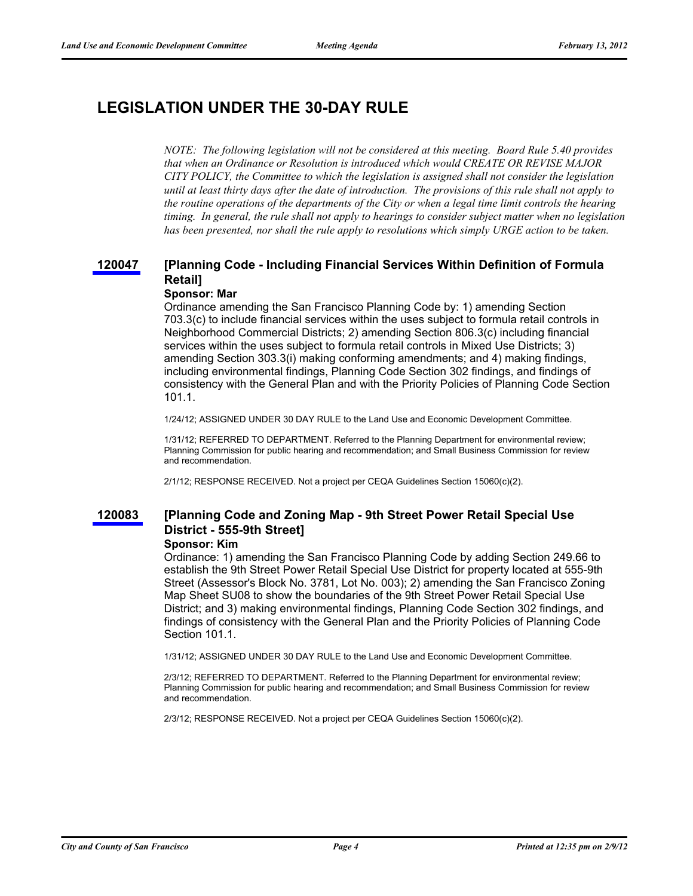# LEGISLATION UNDER THE 30-DAY RULE

*NOTE: The following legislation will not be considered at this meeting. Board Rule 5.40 provides that when an Ordinance or Resolution is introduced which would CREATE OR REVISE MAJOR CITY POLICY, the Committee to which the legislation is assigned shall not consider the legislation until at least thirty days after the date of introduction. The provisions of this rule shall not apply to the routine operations of the departments of the City or when a legal time limit controls the hearing timing. In general, the rule shall not apply to hearings to consider subject matter when no legislation has been presented, nor shall the rule apply to resolutions which simply URGE action to be taken.*

### 120047 [Planning Code - Including Financial Services Within Definition of Formula Retail]

**Sponsor: Mar**

Ordinance amending the San Francisco Planning Code by: 1) amending Section 703.3(c) to include financial services within the uses subject to formula retail controls in Neighborhood Commercial Districts; 2) amending Section 806.3(c) including financial services within the uses subject to formula retail controls in Mixed Use Districts; 3) amending Section 303.3(i) making conforming amendments; and 4) making findings, including environmental findings, Planning Code Section 302 findings, and findings of consistency with the General Plan and with the Priority Policies of Planning Code Section 101.1.

1/24/12; ASSIGNED UNDER 30 DAY RULE to the Land Use and Economic Development Committee.

1/31/12; REFERRED TO DEPARTMENT. Referred to the Planning Department for environmental review; Planning Commission for public hearing and recommendation; and Small Business Commission for review and recommendation.

2/1/12; RESPONSE RECEIVED. Not a project per CEQA Guidelines Section 15060(c)(2).

### 120083 [Planning Code and Zoning Map - 9th Street Power Retail Special Use District - 555-9th Street]

**Sponsor: Kim**

Ordinance: 1) amending the San Francisco Planning Code by adding Section 249.66 to establish the 9th Street Power Retail Special Use District for property located at 555-9th Street (Assessor's Block No. 3781, Lot No. 003); 2) amending the San Francisco Zoning Map Sheet SU08 to show the boundaries of the 9th Street Power Retail Special Use District; and 3) making environmental findings, Planning Code Section 302 findings, and findings of consistency with the General Plan and the Priority Policies of Planning Code Section 101.1.

1/31/12; ASSIGNED UNDER 30 DAY RULE to the Land Use and Economic Development Committee.

2/3/12; REFERRED TO DEPARTMENT. Referred to the Planning Department for environmental review; Planning Commission for public hearing and recommendation; and Small Business Commission for review and recommendation.

2/3/12; RESPONSE RECEIVED. Not a project per CEQA Guidelines Section 15060(c)(2).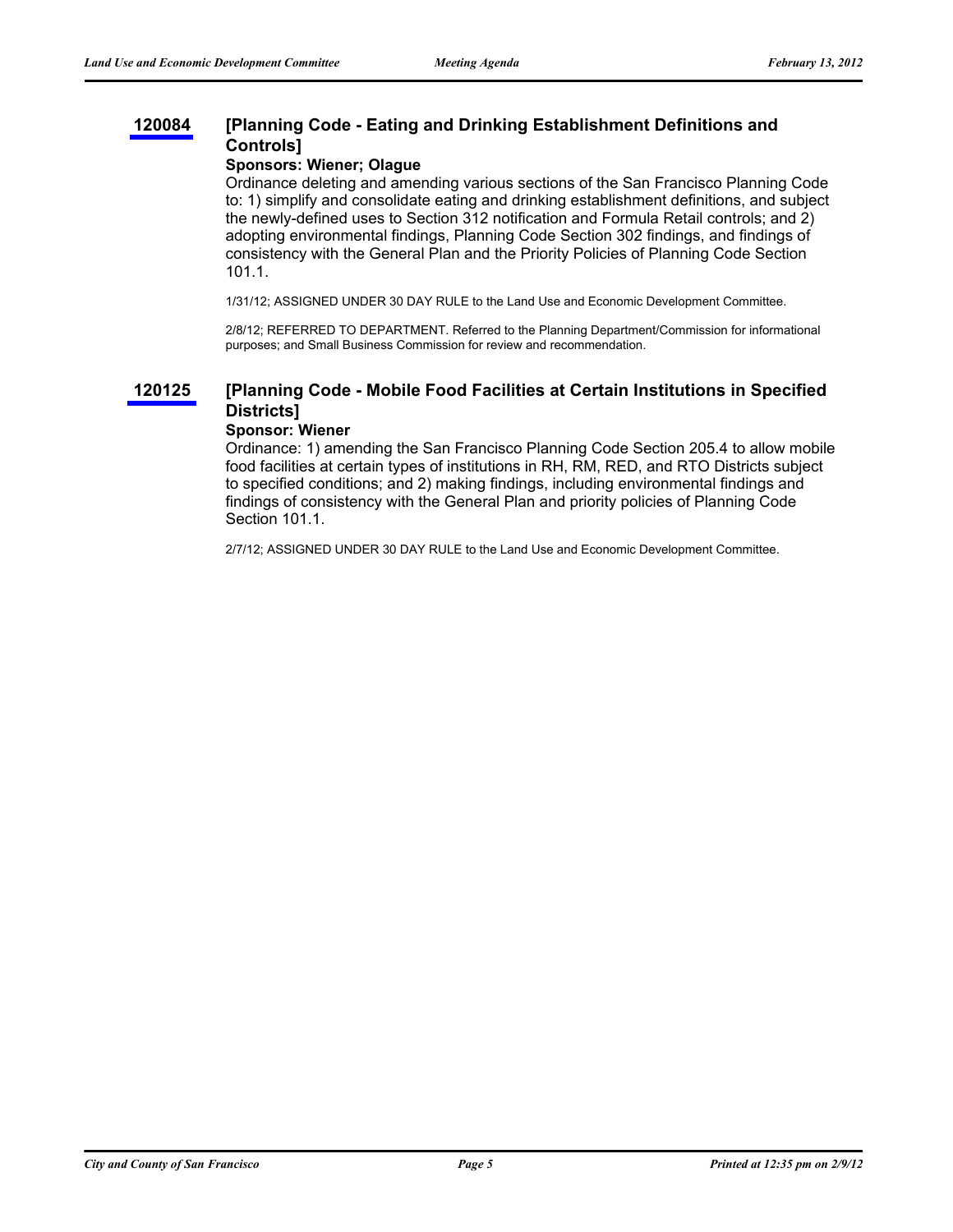**120084** **[Planning Code - Eating and Drinking Establishment Definitions and Controls]**

**Sponsors: Wiener; Olague**

Ordinance deleting and amending various sections of the San Francisco Planning Code to: 1) simplify and consolidate eating and drinking establishment definitions, and subject the newly-defined uses to Section 312 notification and Formula Retail controls; and 2) adopting environmental findings, Planning Code Section 302 findings, and findings of consistency with the General Plan and the Priority Policies of Planning Code Section 101.1.

1/31/12; ASSIGNED UNDER 30 DAY RULE to the Land Use and Economic Development Committee.

2/8/12; REFERRED TO DEPARTMENT. Referred to the Planning Department/Commission for informational purposes; and Small Business Commission for review and recommendation.

**120125** **[Planning Code - Mobile Food Facilities at Certain Institutions in Specified Districts]**

**Sponsor: Wiener**

Ordinance: 1) amending the San Francisco Planning Code Section 205.4 to allow mobile food facilities at certain types of institutions in RH, RM, RED, and RTO Districts subject to specified conditions; and 2) making findings, including environmental findings and findings of consistency with the General Plan and priority policies of Planning Code Section 101.1.

2/7/12; ASSIGNED UNDER 30 DAY RULE to the Land Use and Economic Development Committee.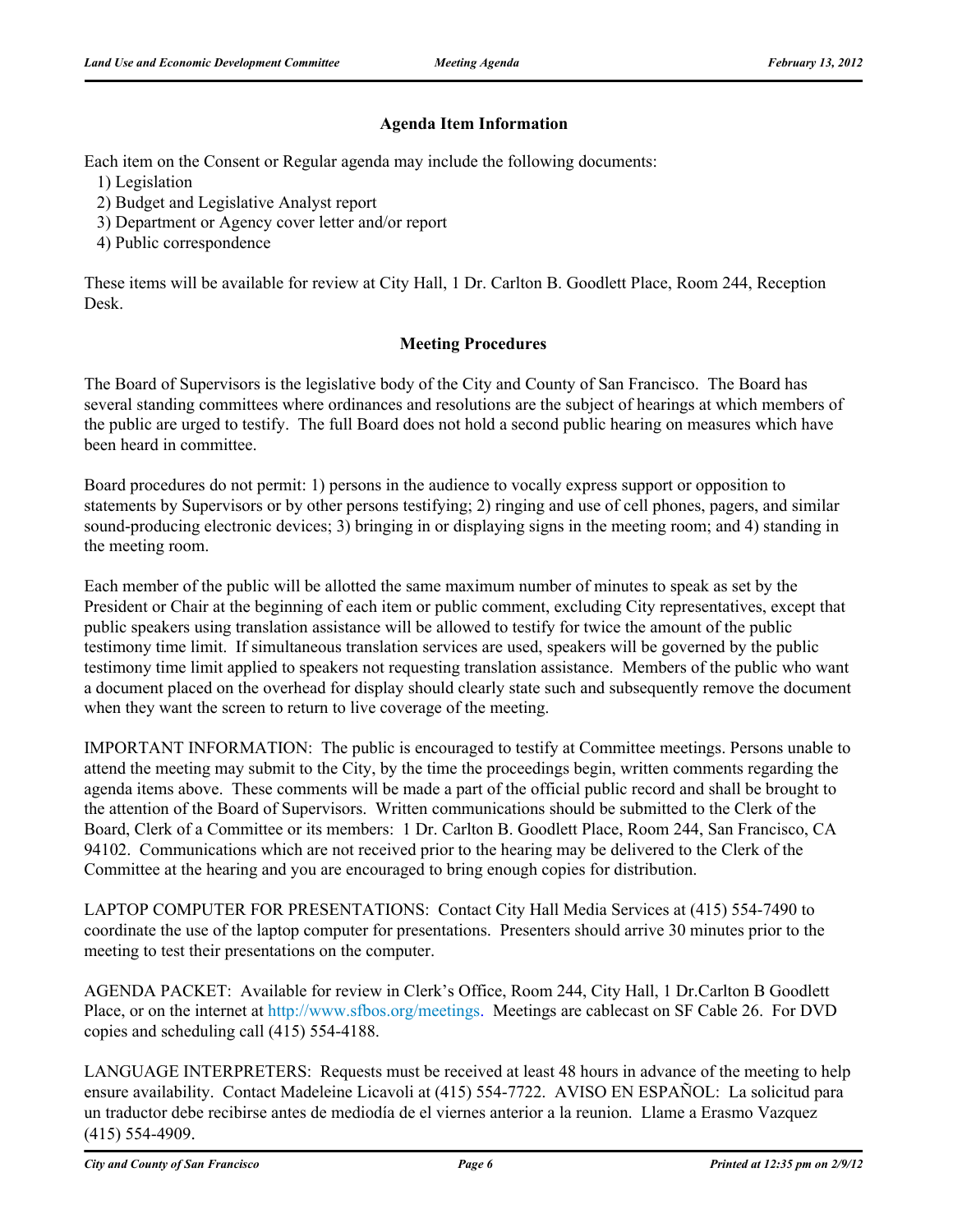## Agenda Item Information

Each item on the Consent or Regular agenda may include the following documents:

1) Legislation
2) Budget and Legislative Analyst report
3) Department or Agency cover letter and/or report
4) Public correspondence

These items will be available for review at City Hall, 1 Dr. Carlton B. Goodlett Place, Room 244, Reception Desk.

## Meeting Procedures

The Board of Supervisors is the legislative body of the City and County of San Francisco. The Board has several standing committees where ordinances and resolutions are the subject of hearings at which members of the public are urged to testify. The full Board does not hold a second public hearing on measures which have been heard in committee.

Board procedures do not permit: 1) persons in the audience to vocally express support or opposition to statements by Supervisors or by other persons testifying; 2) ringing and use of cell phones, pagers, and similar sound-producing electronic devices; 3) bringing in or displaying signs in the meeting room; and 4) standing in the meeting room.

Each member of the public will be allotted the same maximum number of minutes to speak as set by the President or Chair at the beginning of each item or public comment, excluding City representatives, except that public speakers using translation assistance will be allowed to testify for twice the amount of the public testimony time limit. If simultaneous translation services are used, speakers will be governed by the public testimony time limit applied to speakers not requesting translation assistance. Members of the public who want a document placed on the overhead for display should clearly state such and subsequently remove the document when they want the screen to return to live coverage of the meeting.

IMPORTANT INFORMATION: The public is encouraged to testify at Committee meetings. Persons unable to attend the meeting may submit to the City, by the time the proceedings begin, written comments regarding the agenda items above. These comments will be made a part of the official public record and shall be brought to the attention of the Board of Supervisors. Written communications should be submitted to the Clerk of the Board, Clerk of a Committee or its members: 1 Dr. Carlton B. Goodlett Place, Room 244, San Francisco, CA 94102. Communications which are not received prior to the hearing may be delivered to the Clerk of the Committee at the hearing and you are encouraged to bring enough copies for distribution.

LAPTOP COMPUTER FOR PRESENTATIONS: Contact City Hall Media Services at (415) 554-7490 to coordinate the use of the laptop computer for presentations. Presenters should arrive 30 minutes prior to the meeting to test their presentations on the computer.

AGENDA PACKET: Available for review in Clerk's Office, Room 244, City Hall, 1 Dr.Carlton B Goodlett Place, or on the internet at http://www.sfbos.org/meetings. Meetings are cablecast on SF Cable 26. For DVD copies and scheduling call (415) 554-4188.

LANGUAGE INTERPRETERS: Requests must be received at least 48 hours in advance of the meeting to help ensure availability. Contact Madeleine Licavoli at (415) 554-7722. AVISO EN ESPAÑOL: La solicitud para un traductor debe recibirse antes de mediodía de el viernes anterior a la reunion. Llame a Erasmo Vazquez (415) 554-4909.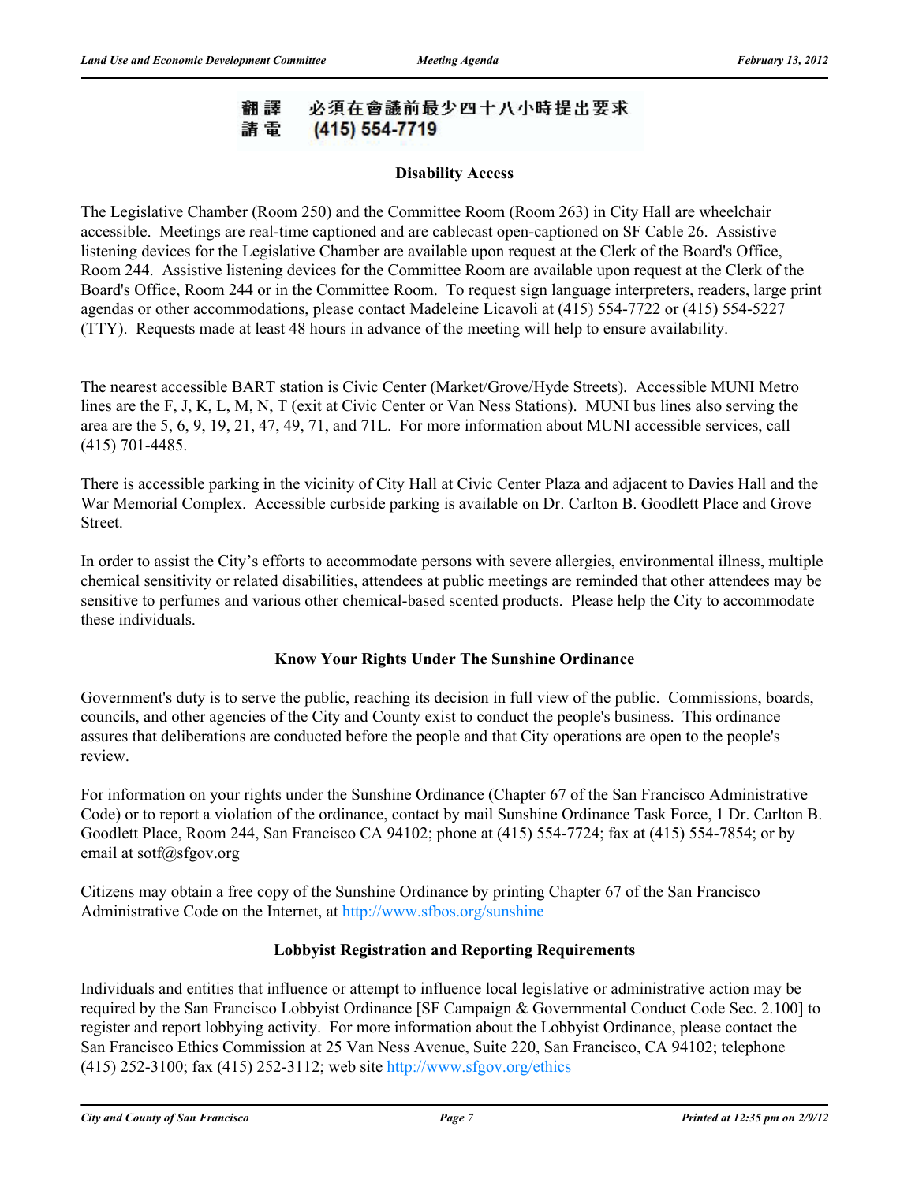翻譯　必須在會議前最少四十八小時提出要求
請電　(415) 554-7719

**Disability Access**

The Legislative Chamber (Room 250) and the Committee Room (Room 263) in City Hall are wheelchair accessible. Meetings are real-time captioned and are cablecast open-captioned on SF Cable 26. Assistive listening devices for the Legislative Chamber are available upon request at the Clerk of the Board's Office, Room 244. Assistive listening devices for the Committee Room are available upon request at the Clerk of the Board's Office, Room 244 or in the Committee Room. To request sign language interpreters, readers, large print agendas or other accommodations, please contact Madeleine Licavoli at (415) 554-7722 or (415) 554-5227 (TTY). Requests made at least 48 hours in advance of the meeting will help to ensure availability.

The nearest accessible BART station is Civic Center (Market/Grove/Hyde Streets). Accessible MUNI Metro lines are the F, J, K, L, M, N, T (exit at Civic Center or Van Ness Stations). MUNI bus lines also serving the area are the 5, 6, 9, 19, 21, 47, 49, 71, and 71L. For more information about MUNI accessible services, call (415) 701-4485.

There is accessible parking in the vicinity of City Hall at Civic Center Plaza and adjacent to Davies Hall and the War Memorial Complex. Accessible curbside parking is available on Dr. Carlton B. Goodlett Place and Grove Street.

In order to assist the City's efforts to accommodate persons with severe allergies, environmental illness, multiple chemical sensitivity or related disabilities, attendees at public meetings are reminded that other attendees may be sensitive to perfumes and various other chemical-based scented products. Please help the City to accommodate these individuals.

**Know Your Rights Under The Sunshine Ordinance**

Government's duty is to serve the public, reaching its decision in full view of the public. Commissions, boards, councils, and other agencies of the City and County exist to conduct the people's business. This ordinance assures that deliberations are conducted before the people and that City operations are open to the people's review.

For information on your rights under the Sunshine Ordinance (Chapter 67 of the San Francisco Administrative Code) or to report a violation of the ordinance, contact by mail Sunshine Ordinance Task Force, 1 Dr. Carlton B. Goodlett Place, Room 244, San Francisco CA 94102; phone at (415) 554-7724; fax at (415) 554-7854; or by email at sotf@sfgov.org

Citizens may obtain a free copy of the Sunshine Ordinance by printing Chapter 67 of the San Francisco Administrative Code on the Internet, at http://www.sfbos.org/sunshine

**Lobbyist Registration and Reporting Requirements**

Individuals and entities that influence or attempt to influence local legislative or administrative action may be required by the San Francisco Lobbyist Ordinance [SF Campaign & Governmental Conduct Code Sec. 2.100] to register and report lobbying activity. For more information about the Lobbyist Ordinance, please contact the San Francisco Ethics Commission at 25 Van Ness Avenue, Suite 220, San Francisco, CA 94102; telephone (415) 252-3100; fax (415) 252-3112; web site http://www.sfgov.org/ethics